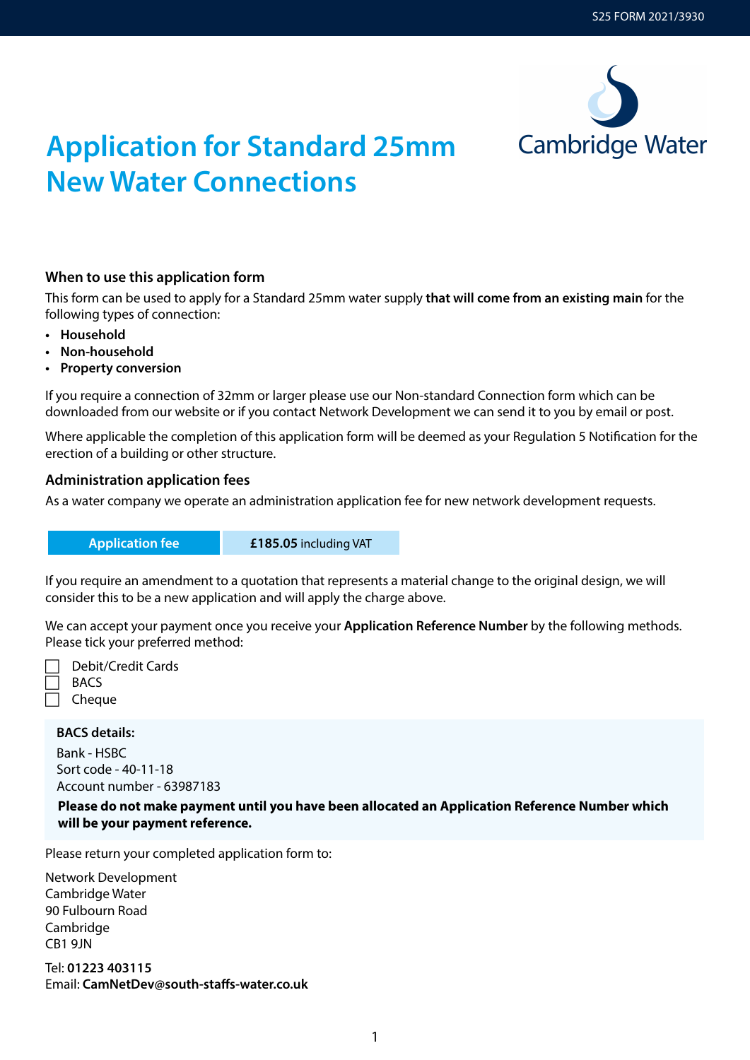S25 FORM 2021/3930

Cambridge Water

# Application for Standard 25mm New Water Connections

### When to use this application form

This form can be used to apply for a Standard 25mm water supply **that will come from an existing main** for the following types of connection:

- **Household**
- **Non-household**
- **Property conversion**

If you require a connection of 32mm or larger please use our Non-standard Connection form which can be downloaded from our website or if you contact Network Development we can send it to you by email or post.

Where applicable the completion of this application form will be deemed as your Regulation 5 Notification for the erection of a building or other structure.

### Administration application fees

As a water company we operate an administration application fee for new network development requests.

| Application fee | **£185.05** including VAT |
|---|---|

If you require an amendment to a quotation that represents a material change to the original design, we will consider this to be a new application and will apply the charge above.

We can accept your payment once you receive your **Application Reference Number** by the following methods. Please tick your preferred method:

- ☐ Debit/Credit Cards
- ☐ BACS
- ☐ Cheque

**BACS details:**

Bank - HSBC
Sort code - 40-11-18
Account number - 63987183

**Please do not make payment until you have been allocated an Application Reference Number which will be your payment reference.**

Please return your completed application form to:

Network Development
Cambridge Water
90 Fulbourn Road
Cambridge
CB1 9JN

Tel: **01223 403115**
Email: **CamNetDev@south-staffs-water.co.uk**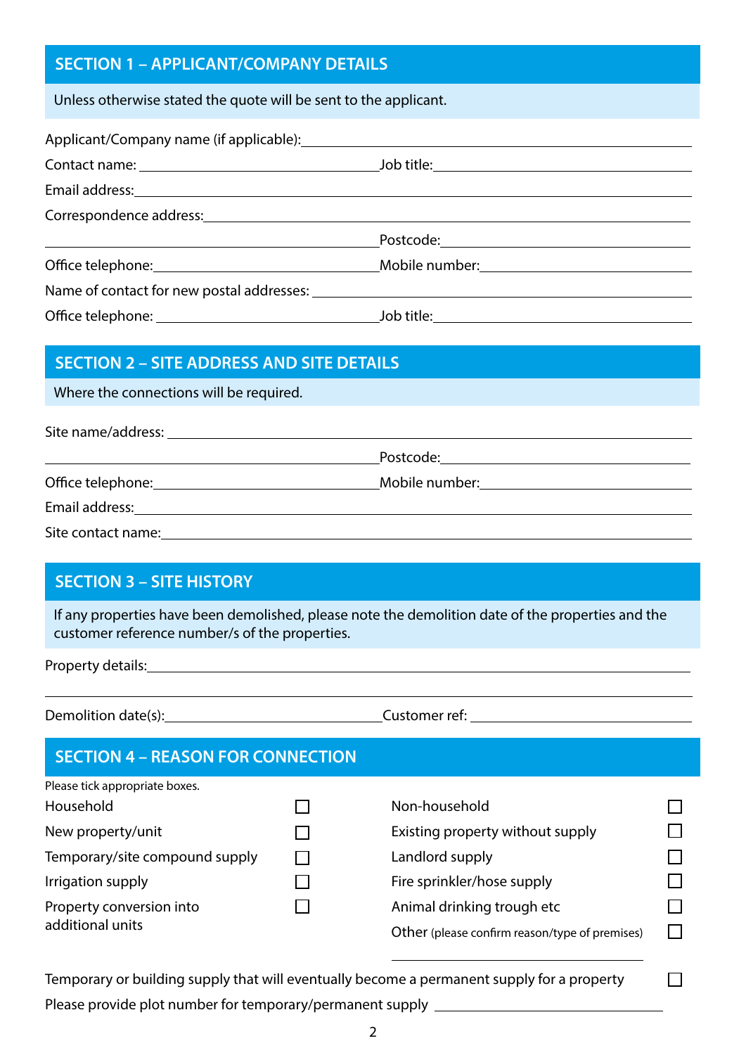## SECTION 1 – APPLICANT/COMPANY DETAILS

Unless otherwise stated the quote will be sent to the applicant.

Applicant/Company name (if applicable): ______________________________

Contact name: ______________________ Job title: ______________________

Email address: ______________________________

Correspondence address: ______________________________

______________________ Postcode: ______________________

Office telephone: ______________________ Mobile number: ______________________

Name of contact for new postal addresses: ______________________________

Office telephone: ______________________ Job title: ______________________

## SECTION 2 – SITE ADDRESS AND SITE DETAILS

Where the connections will be required.

Site name/address: ______________________________

______________________ Postcode: ______________________

Office telephone: ______________________ Mobile number: ______________________

Email address: ______________________________

Site contact name: ______________________________

## SECTION 3 – SITE HISTORY

If any properties have been demolished, please note the demolition date of the properties and the customer reference number/s of the properties.

Property details: ______________________________

______________________________

Demolition date(s): ______________________ Customer ref: ______________________

## SECTION 4 – REASON FOR CONNECTION

Please tick appropriate boxes.

| | | | |
|---|---|---|---|
| Household | ☐ | Non-household | ☐ |
| New property/unit | ☐ | Existing property without supply | ☐ |
| Temporary/site compound supply | ☐ | Landlord supply | ☐ |
| Irrigation supply | ☐ | Fire sprinkler/hose supply | ☐ |
| Property conversion into additional units | ☐ | Animal drinking trough etc | ☐ |
| | | Other (please confirm reason/type of premises) ______________________ | ☐ |

Temporary or building supply that will eventually become a permanent supply for a property ☐

Please provide plot number for temporary/permanent supply ______________________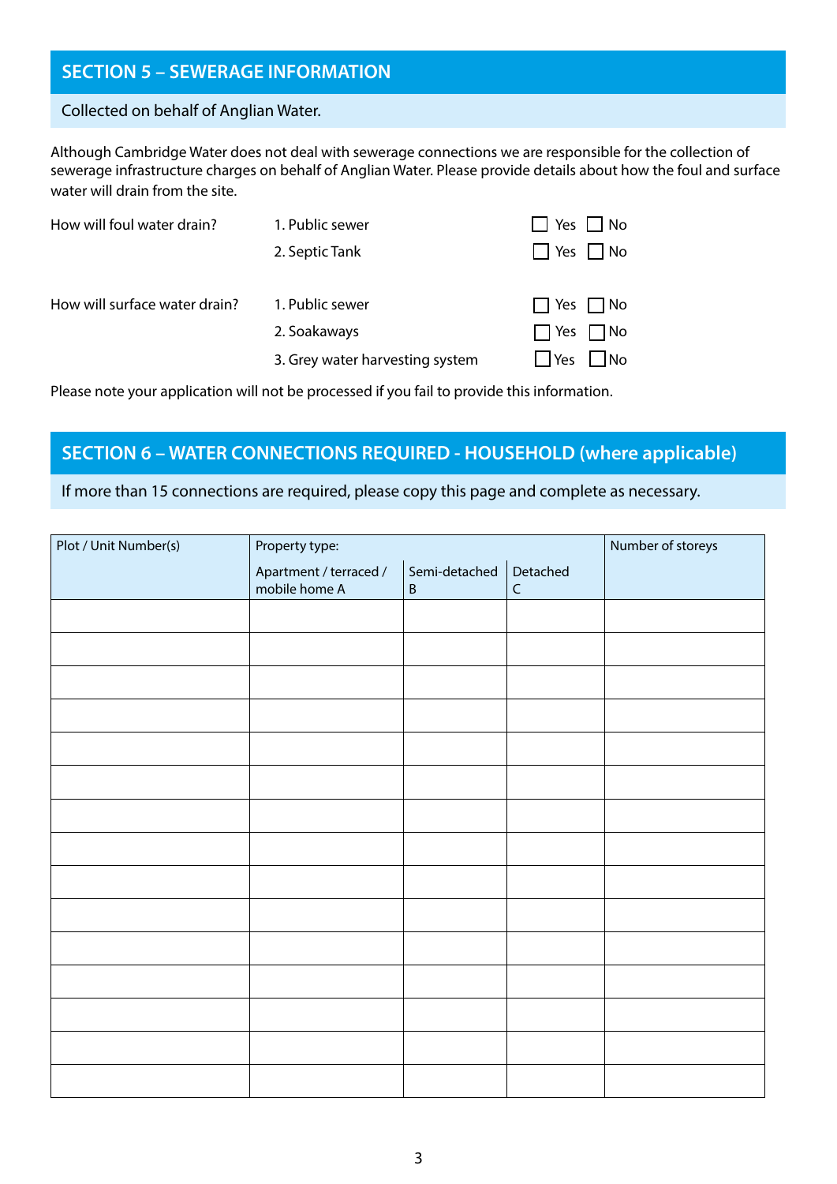## SECTION 5 – SEWERAGE INFORMATION

Collected on behalf of Anglian Water.

Although Cambridge Water does not deal with sewerage connections we are responsible for the collection of sewerage infrastructure charges on behalf of Anglian Water. Please provide details about how the foul and surface water will drain from the site.

| | | |
|---|---|---|
| How will foul water drain? | 1. Public sewer | ☐ Yes ☐ No |
| | 2. Septic Tank | ☐ Yes ☐ No |
| How will surface water drain? | 1. Public sewer | ☐ Yes ☐ No |
| | 2. Soakaways | ☐ Yes ☐ No |
| | 3. Grey water harvesting system | ☐ Yes ☐ No |

Please note your application will not be processed if you fail to provide this information.

## SECTION 6 – WATER CONNECTIONS REQUIRED - HOUSEHOLD (where applicable)

If more than 15 connections are required, please copy this page and complete as necessary.

| Plot / Unit Number(s) | Property type: | | | Number of storeys |
|---|---|---|---|---|
| | Apartment / terraced / mobile home A | Semi-detached B | Detached C | |
| | | | | |
| | | | | |
| | | | | |
| | | | | |
| | | | | |
| | | | | |
| | | | | |
| | | | | |
| | | | | |
| | | | | |
| | | | | |
| | | | | |
| | | | | |
| | | | | |
| | | | | |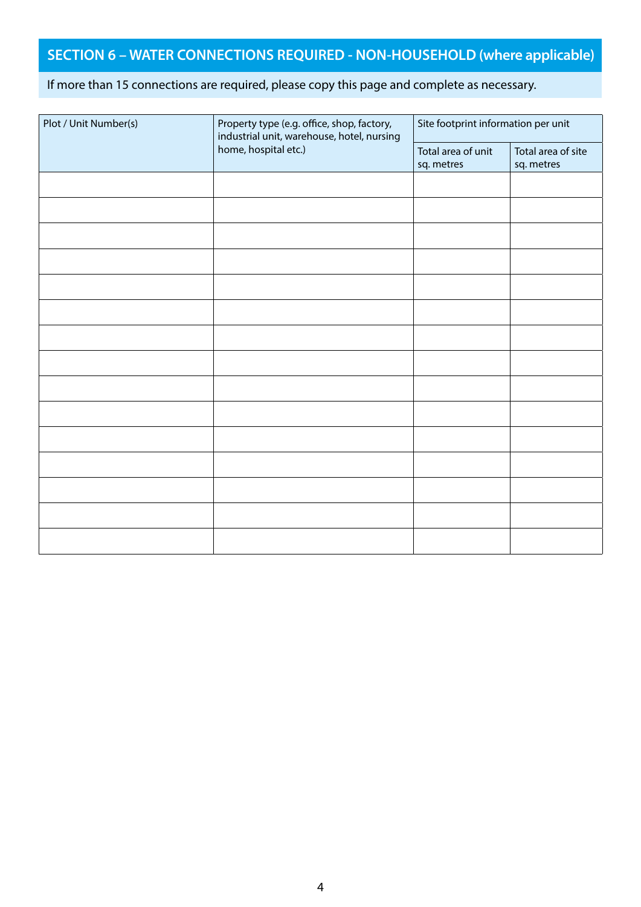## SECTION 6 – WATER CONNECTIONS REQUIRED - NON-HOUSEHOLD (where applicable)

If more than 15 connections are required, please copy this page and complete as necessary.

| Plot / Unit Number(s) | Property type (e.g. office, shop, factory, industrial unit, warehouse, hotel, nursing home, hospital etc.) | Site footprint information per unit | |
|---|---|---|---|
| | | Total area of unit sq. metres | Total area of site sq. metres |
| | | | |
| | | | |
| | | | |
| | | | |
| | | | |
| | | | |
| | | | |
| | | | |
| | | | |
| | | | |
| | | | |
| | | | |
| | | | |
| | | | |
| | | | |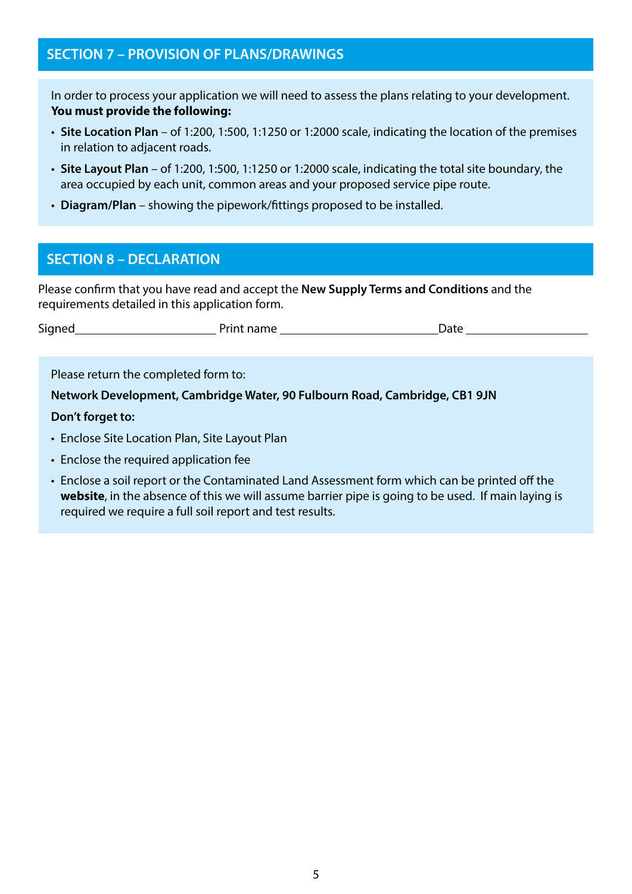## SECTION 7 – PROVISION OF PLANS/DRAWINGS

In order to process your application we will need to assess the plans relating to your development.
**You must provide the following:**

- **Site Location Plan** – of 1:200, 1:500, 1:1250 or 1:2000 scale, indicating the location of the premises in relation to adjacent roads.
- **Site Layout Plan** – of 1:200, 1:500, 1:1250 or 1:2000 scale, indicating the total site boundary, the area occupied by each unit, common areas and your proposed service pipe route.
- **Diagram/Plan** – showing the pipework/fittings proposed to be installed.

## SECTION 8 – DECLARATION

Please confirm that you have read and accept the **New Supply Terms and Conditions** and the requirements detailed in this application form.

Signed ______________________ Print name ________________________ Date ___________________

Please return the completed form to:

**Network Development, Cambridge Water, 90 Fulbourn Road, Cambridge, CB1 9JN**

**Don't forget to:**

- Enclose Site Location Plan, Site Layout Plan
- Enclose the required application fee
- Enclose a soil report or the Contaminated Land Assessment form which can be printed off the **website**, in the absence of this we will assume barrier pipe is going to be used. If main laying is required we require a full soil report and test results.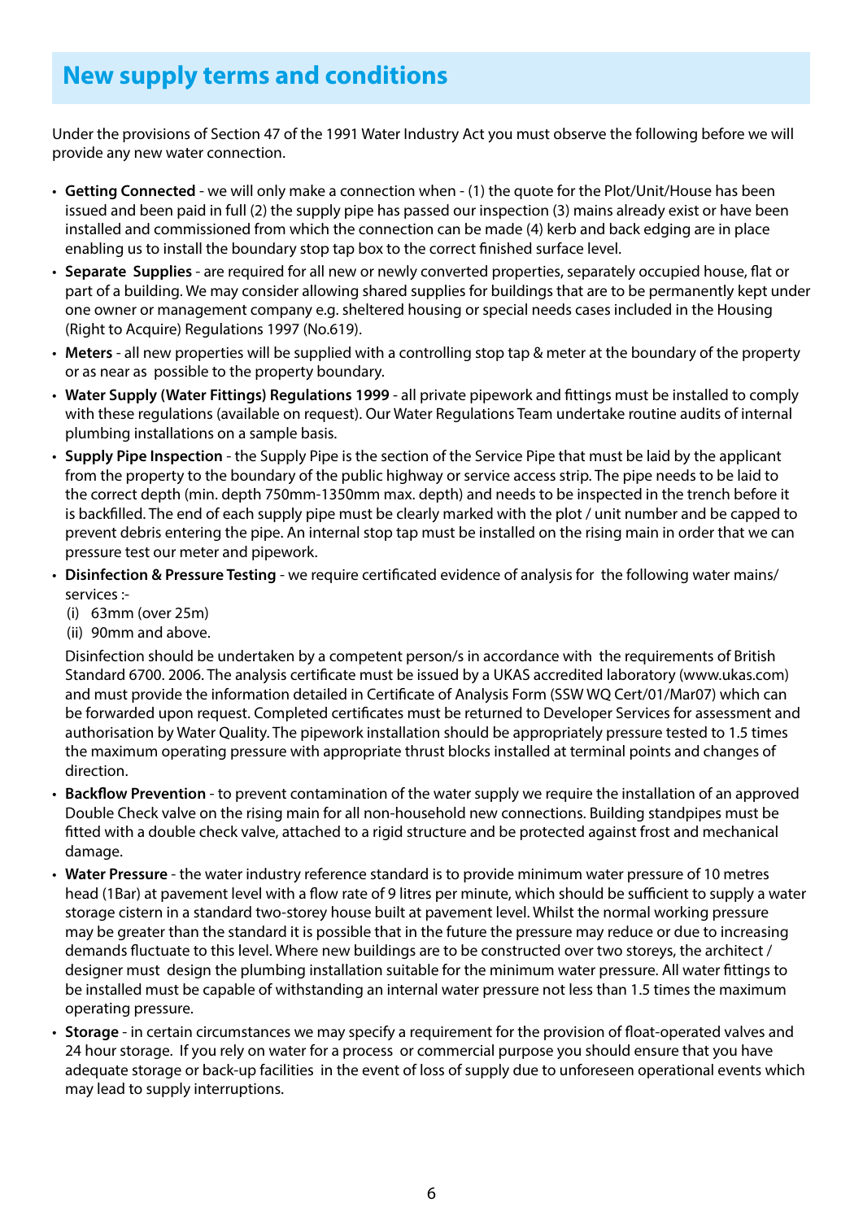## New supply terms and conditions

Under the provisions of Section 47 of the 1991 Water Industry Act you must observe the following before we will provide any new water connection.

- **Getting Connected** - we will only make a connection when - (1) the quote for the Plot/Unit/House has been issued and been paid in full (2) the supply pipe has passed our inspection (3) mains already exist or have been installed and commissioned from which the connection can be made (4) kerb and back edging are in place enabling us to install the boundary stop tap box to the correct finished surface level.
- **Separate Supplies** - are required for all new or newly converted properties, separately occupied house, flat or part of a building. We may consider allowing shared supplies for buildings that are to be permanently kept under one owner or management company e.g. sheltered housing or special needs cases included in the Housing (Right to Acquire) Regulations 1997 (No.619).
- **Meters** - all new properties will be supplied with a controlling stop tap & meter at the boundary of the property or as near as possible to the property boundary.
- **Water Supply (Water Fittings) Regulations 1999** - all private pipework and fittings must be installed to comply with these regulations (available on request). Our Water Regulations Team undertake routine audits of internal plumbing installations on a sample basis.
- **Supply Pipe Inspection** - the Supply Pipe is the section of the Service Pipe that must be laid by the applicant from the property to the boundary of the public highway or service access strip. The pipe needs to be laid to the correct depth (min. depth 750mm-1350mm max. depth) and needs to be inspected in the trench before it is backfilled. The end of each supply pipe must be clearly marked with the plot / unit number and be capped to prevent debris entering the pipe. An internal stop tap must be installed on the rising main in order that we can pressure test our meter and pipework.
- **Disinfection & Pressure Testing** - we require certificated evidence of analysis for the following water mains/ services :-
  (i) 63mm (over 25m)
  (ii) 90mm and above.

  Disinfection should be undertaken by a competent person/s in accordance with the requirements of British Standard 6700. 2006. The analysis certificate must be issued by a UKAS accredited laboratory (www.ukas.com) and must provide the information detailed in Certificate of Analysis Form (SSW WQ Cert/01/Mar07) which can be forwarded upon request. Completed certificates must be returned to Developer Services for assessment and authorisation by Water Quality. The pipework installation should be appropriately pressure tested to 1.5 times the maximum operating pressure with appropriate thrust blocks installed at terminal points and changes of direction.
- **Backflow Prevention** - to prevent contamination of the water supply we require the installation of an approved Double Check valve on the rising main for all non-household new connections. Building standpipes must be fitted with a double check valve, attached to a rigid structure and be protected against frost and mechanical damage.
- **Water Pressure** - the water industry reference standard is to provide minimum water pressure of 10 metres head (1Bar) at pavement level with a flow rate of 9 litres per minute, which should be sufficient to supply a water storage cistern in a standard two-storey house built at pavement level. Whilst the normal working pressure may be greater than the standard it is possible that in the future the pressure may reduce or due to increasing demands fluctuate to this level. Where new buildings are to be constructed over two storeys, the architect / designer must design the plumbing installation suitable for the minimum water pressure. All water fittings to be installed must be capable of withstanding an internal water pressure not less than 1.5 times the maximum operating pressure.
- **Storage** - in certain circumstances we may specify a requirement for the provision of float-operated valves and 24 hour storage. If you rely on water for a process or commercial purpose you should ensure that you have adequate storage or back-up facilities in the event of loss of supply due to unforeseen operational events which may lead to supply interruptions.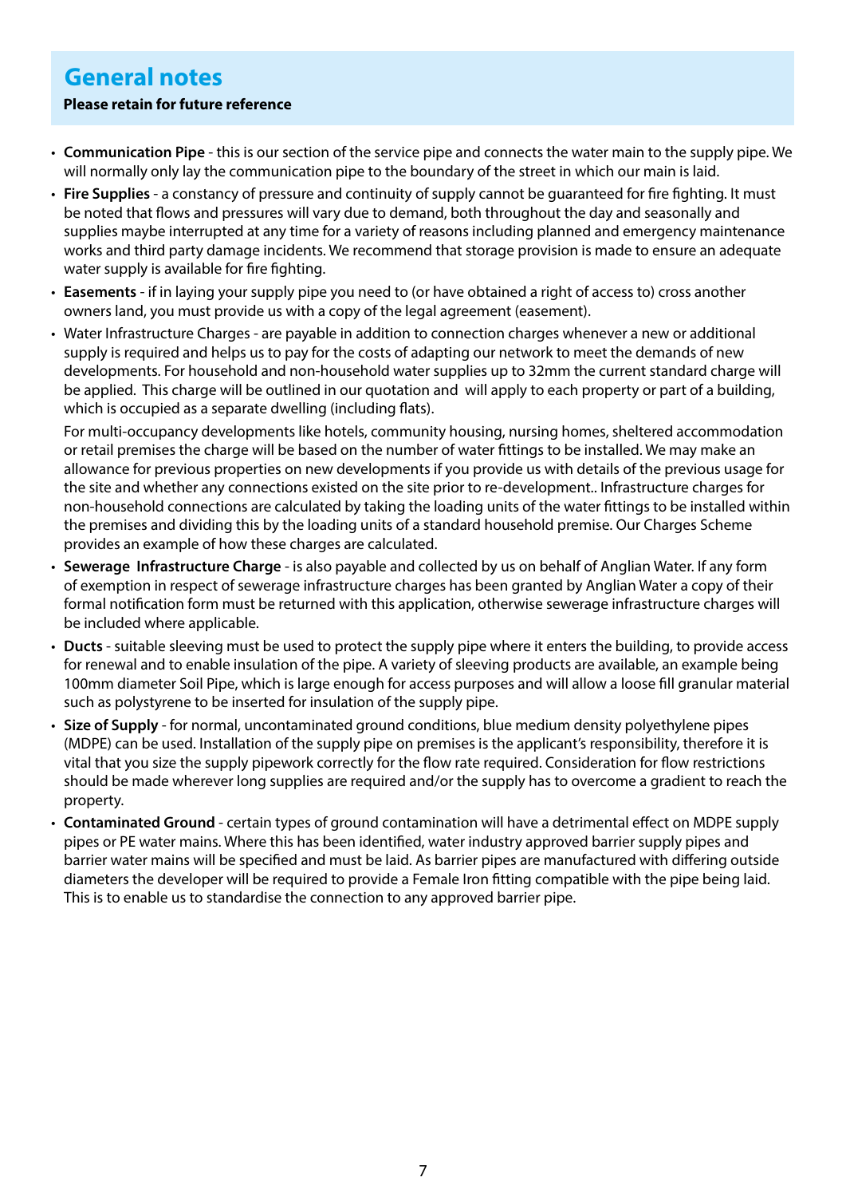## General notes

**Please retain for future reference**

- **Communication Pipe** - this is our section of the service pipe and connects the water main to the supply pipe. We will normally only lay the communication pipe to the boundary of the street in which our main is laid.
- **Fire Supplies** - a constancy of pressure and continuity of supply cannot be guaranteed for fire fighting. It must be noted that flows and pressures will vary due to demand, both throughout the day and seasonally and supplies maybe interrupted at any time for a variety of reasons including planned and emergency maintenance works and third party damage incidents. We recommend that storage provision is made to ensure an adequate water supply is available for fire fighting.
- **Easements** - if in laying your supply pipe you need to (or have obtained a right of access to) cross another owners land, you must provide us with a copy of the legal agreement (easement).
- Water Infrastructure Charges - are payable in addition to connection charges whenever a new or additional supply is required and helps us to pay for the costs of adapting our network to meet the demands of new developments. For household and non-household water supplies up to 32mm the current standard charge will be applied. This charge will be outlined in our quotation and will apply to each property or part of a building, which is occupied as a separate dwelling (including flats).

  For multi-occupancy developments like hotels, community housing, nursing homes, sheltered accommodation or retail premises the charge will be based on the number of water fittings to be installed. We may make an allowance for previous properties on new developments if you provide us with details of the previous usage for the site and whether any connections existed on the site prior to re-development.. Infrastructure charges for non-household connections are calculated by taking the loading units of the water fittings to be installed within the premises and dividing this by the loading units of a standard household premise. Our Charges Scheme provides an example of how these charges are calculated.
- **Sewerage Infrastructure Charge** - is also payable and collected by us on behalf of Anglian Water. If any form of exemption in respect of sewerage infrastructure charges has been granted by Anglian Water a copy of their formal notification form must be returned with this application, otherwise sewerage infrastructure charges will be included where applicable.
- **Ducts** - suitable sleeving must be used to protect the supply pipe where it enters the building, to provide access for renewal and to enable insulation of the pipe. A variety of sleeving products are available, an example being 100mm diameter Soil Pipe, which is large enough for access purposes and will allow a loose fill granular material such as polystyrene to be inserted for insulation of the supply pipe.
- **Size of Supply** - for normal, uncontaminated ground conditions, blue medium density polyethylene pipes (MDPE) can be used. Installation of the supply pipe on premises is the applicant's responsibility, therefore it is vital that you size the supply pipework correctly for the flow rate required. Consideration for flow restrictions should be made wherever long supplies are required and/or the supply has to overcome a gradient to reach the property.
- **Contaminated Ground** - certain types of ground contamination will have a detrimental effect on MDPE supply pipes or PE water mains. Where this has been identified, water industry approved barrier supply pipes and barrier water mains will be specified and must be laid. As barrier pipes are manufactured with differing outside diameters the developer will be required to provide a Female Iron fitting compatible with the pipe being laid. This is to enable us to standardise the connection to any approved barrier pipe.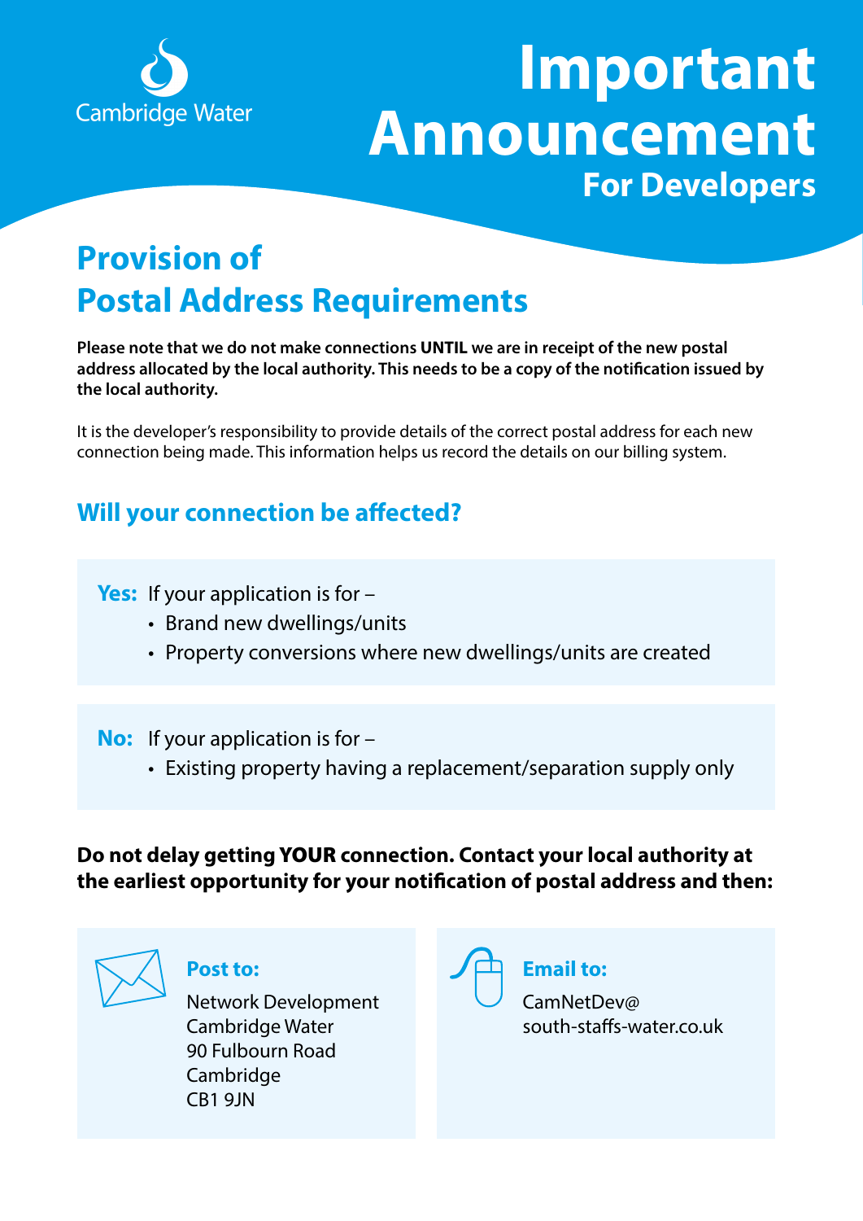Cambridge Water

# Important Announcement

## For Developers

## Provision of Postal Address Requirements

**Please note that we do not make connections UNTIL we are in receipt of the new postal address allocated by the local authority. This needs to be a copy of the notification issued by the local authority.**

It is the developer's responsibility to provide details of the correct postal address for each new connection being made. This information helps us record the details on our billing system.

### Will your connection be affected?

**Yes:** If your application is for –

- Brand new dwellings/units
- Property conversions where new dwellings/units are created

**No:** If your application is for –

- Existing property having a replacement/separation supply only

**Do not delay getting YOUR connection. Contact your local authority at the earliest opportunity for your notification of postal address and then:**

**Post to:**

Network Development
Cambridge Water
90 Fulbourn Road
Cambridge
CB1 9JN

**Email to:**

CamNetDev@south-staffs-water.co.uk